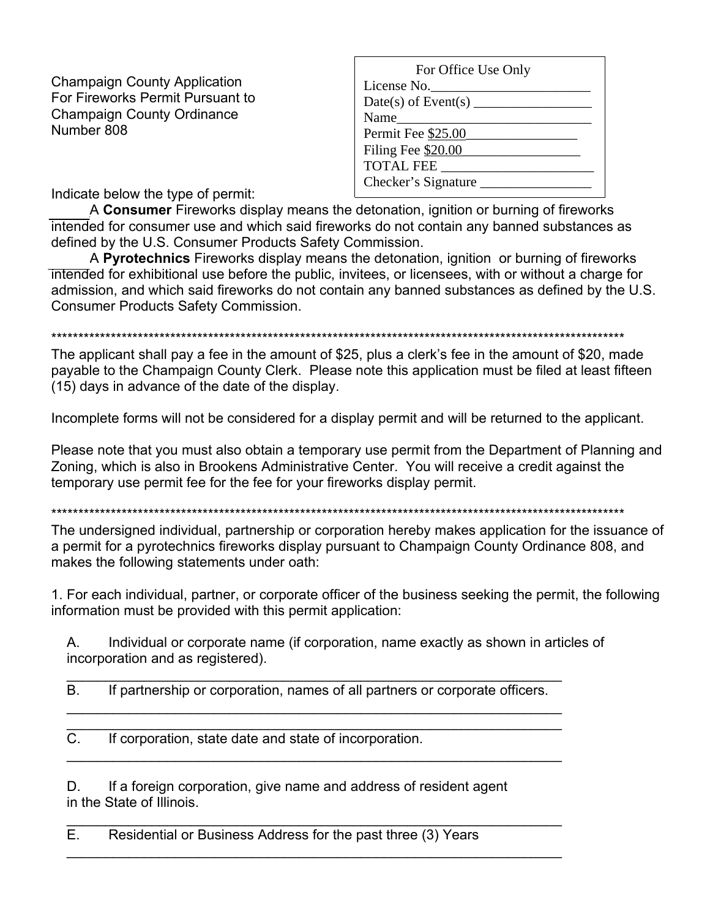Champaign County Application
For Fireworks Permit Pursuant to
Champaign County Ordinance
Number 808

| For Office Use Only |
|---|
| License No.________________________ |
| Date(s) of Event(s) _________________ |
| Name_____________________________ |
| Permit Fee $25.00________________ |
| Filing Fee $20.00_________________ |
| TOTAL FEE ______________________ |
| Checker's Signature ________________ |

Indicate below the type of permit:

_____ A **Consumer** Fireworks display means the detonation, ignition or burning of fireworks intended for consumer use and which said fireworks do not contain any banned substances as defined by the U.S. Consumer Products Safety Commission.

_____ A **Pyrotechnics** Fireworks display means the detonation, ignition or burning of fireworks intended for exhibitional use before the public, invitees, or licensees, with or without a charge for admission, and which said fireworks do not contain any banned substances as defined by the U.S. Consumer Products Safety Commission.

*************************************************************************************************************

The applicant shall pay a fee in the amount of $25, plus a clerk's fee in the amount of $20, made payable to the Champaign County Clerk. Please note this application must be filed at least fifteen (15) days in advance of the date of the display.

Incomplete forms will not be considered for a display permit and will be returned to the applicant.

Please note that you must also obtain a temporary use permit from the Department of Planning and Zoning, which is also in Brookens Administrative Center. You will receive a credit against the temporary use permit fee for the fee for your fireworks display permit.

*************************************************************************************************************

The undersigned individual, partnership or corporation hereby makes application for the issuance of a permit for a pyrotechnics fireworks display pursuant to Champaign County Ordinance 808, and makes the following statements under oath:

1. For each individual, partner, or corporate officer of the business seeking the permit, the following information must be provided with this permit application:

A. Individual or corporate name (if corporation, name exactly as shown in articles of incorporation and as registered).

_________________________________________________________________

B. If partnership or corporation, names of all partners or corporate officers.

_________________________________________________________________

_________________________________________________________________

C. If corporation, state date and state of incorporation.

_________________________________________________________________

D. If a foreign corporation, give name and address of resident agent in the State of Illinois.

_________________________________________________________________

E. Residential or Business Address for the past three (3) Years

_________________________________________________________________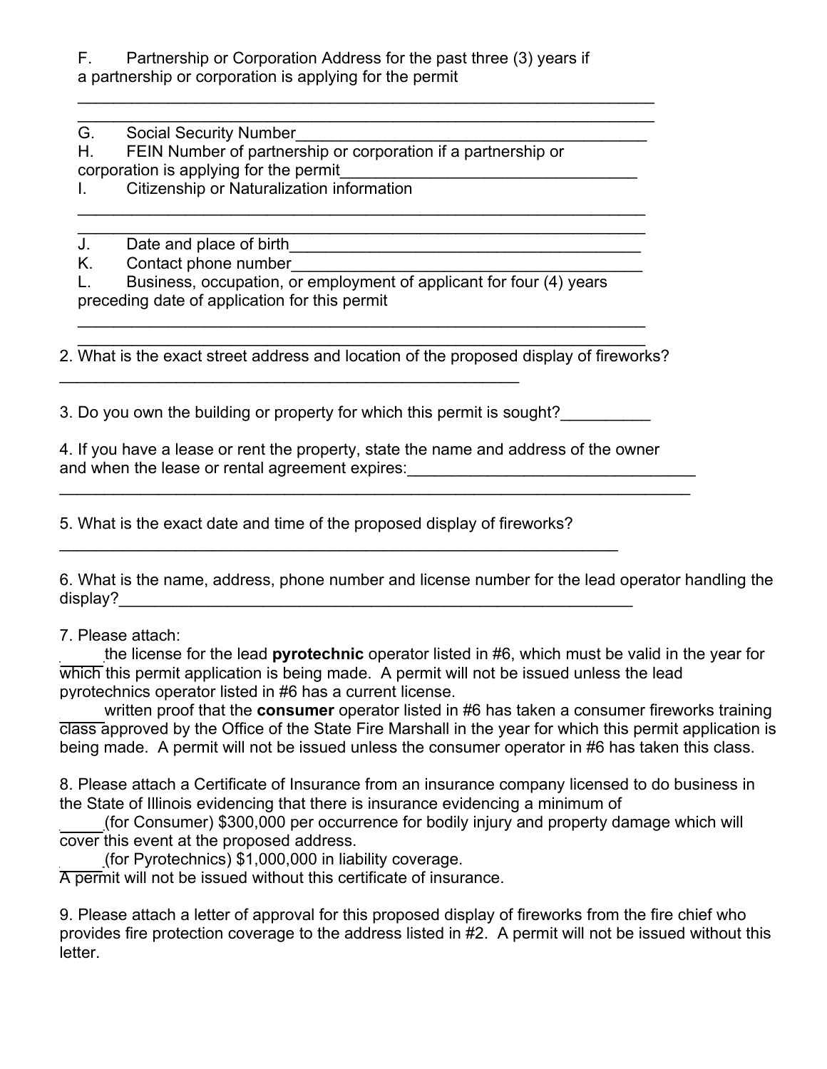F. Partnership or Corporation Address for the past three (3) years if a partnership or corporation is applying for the permit

_______________________________________________________________

_______________________________________________________________

G. Social Security Number_____________________________________

H. FEIN Number of partnership or corporation if a partnership or corporation is applying for the permit_______________________________

I. Citizenship or Naturalization information

_______________________________________________________________

_______________________________________________________________

J. Date and place of birth_____________________________________

K. Contact phone number_____________________________________

L. Business, occupation, or employment of applicant for four (4) years preceding date of application for this permit

_______________________________________________________________

_______________________________________________________________

2. What is the exact street address and location of the proposed display of fireworks?

__________________________________________________

3. Do you own the building or property for which this permit is sought?__________

4. If you have a lease or rent the property, state the name and address of the owner and when the lease or rental agreement expires:________________________________

_____________________________________________________________________

5. What is the exact date and time of the proposed display of fireworks?

_____________________________________________________________

6. What is the name, address, phone number and license number for the lead operator handling the display?_____________________________________________________________

7. Please attach:

_____ the license for the lead **pyrotechnic** operator listed in #6, which must be valid in the year for which this permit application is being made. A permit will not be issued unless the lead pyrotechnics operator listed in #6 has a current license.

_____ written proof that the **consumer** operator listed in #6 has taken a consumer fireworks training class approved by the Office of the State Fire Marshall in the year for which this permit application is being made. A permit will not be issued unless the consumer operator in #6 has taken this class.

8. Please attach a Certificate of Insurance from an insurance company licensed to do business in the State of Illinois evidencing that there is insurance evidencing a minimum of

_____ (for Consumer) $300,000 per occurrence for bodily injury and property damage which will cover this event at the proposed address.

_____ (for Pyrotechnics) $1,000,000 in liability coverage.

A permit will not be issued without this certificate of insurance.

9. Please attach a letter of approval for this proposed display of fireworks from the fire chief who provides fire protection coverage to the address listed in #2. A permit will not be issued without this letter.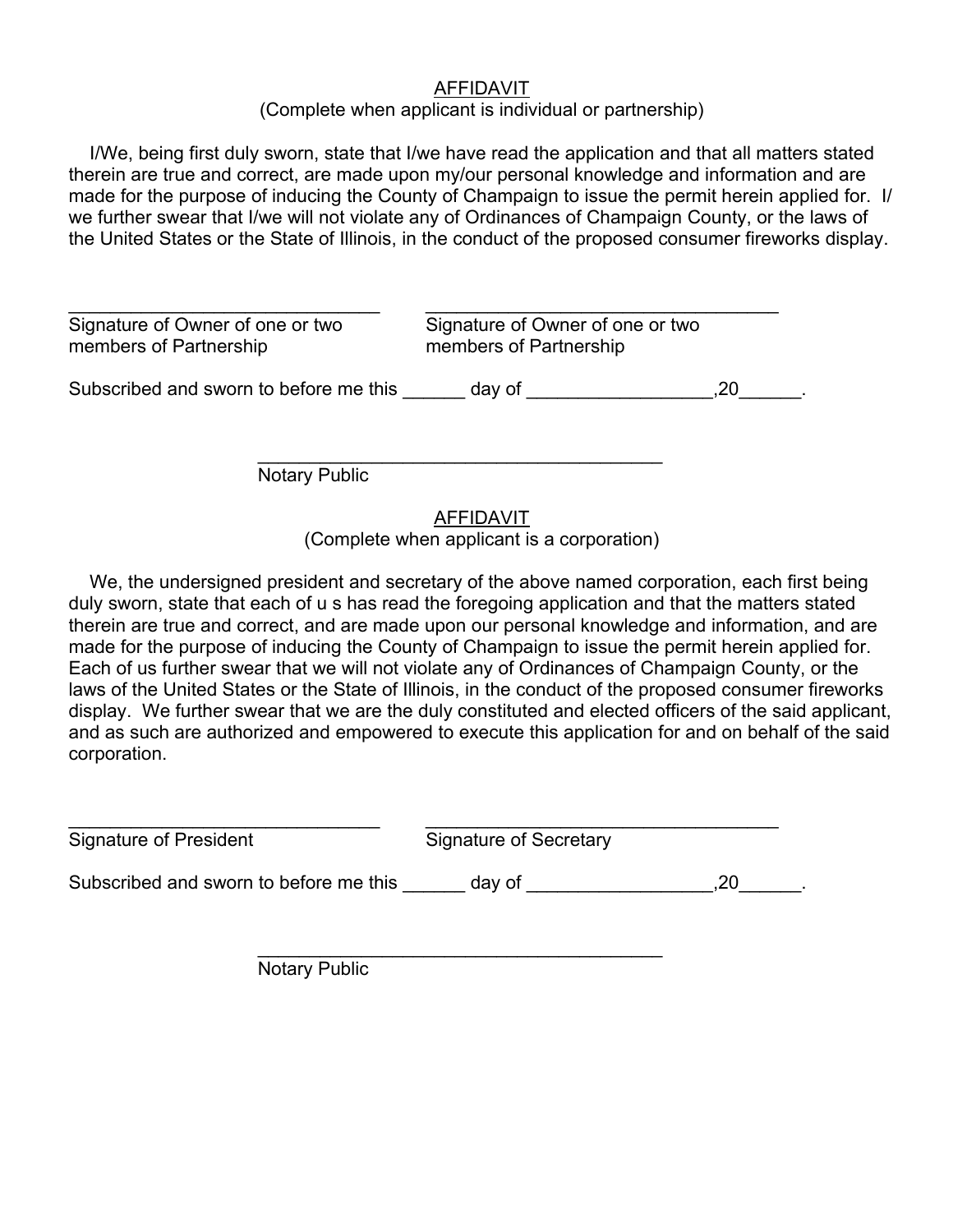## AFFIDAVIT

(Complete when applicant is individual or partnership)

I/We, being first duly sworn, state that I/we have read the application and that all matters stated therein are true and correct, are made upon my/our personal knowledge and information and are made for the purpose of inducing the County of Champaign to issue the permit herein applied for. I/we further swear that I/we will not violate any of Ordinances of Champaign County, or the laws of the United States or the State of Illinois, in the conduct of the proposed consumer fireworks display.

_______________________________ Signature of Owner of one or two members of Partnership

___________________________________ Signature of Owner of one or two members of Partnership

Subscribed and sworn to before me this ______ day of _________________,20______.

________________________________________
Notary Public

## AFFIDAVIT

(Complete when applicant is a corporation)

We, the undersigned president and secretary of the above named corporation, each first being duly sworn, state that each of u s has read the foregoing application and that the matters stated therein are true and correct, and are made upon our personal knowledge and information, and are made for the purpose of inducing the County of Champaign to issue the permit herein applied for. Each of us further swear that we will not violate any of Ordinances of Champaign County, or the laws of the United States or the State of Illinois, in the conduct of the proposed consumer fireworks display. We further swear that we are the duly constituted and elected officers of the said applicant, and as such are authorized and empowered to execute this application for and on behalf of the said corporation.

_______________________________ Signature of President

___________________________________ Signature of Secretary

Subscribed and sworn to before me this ______ day of _________________,20______.

________________________________________
Notary Public